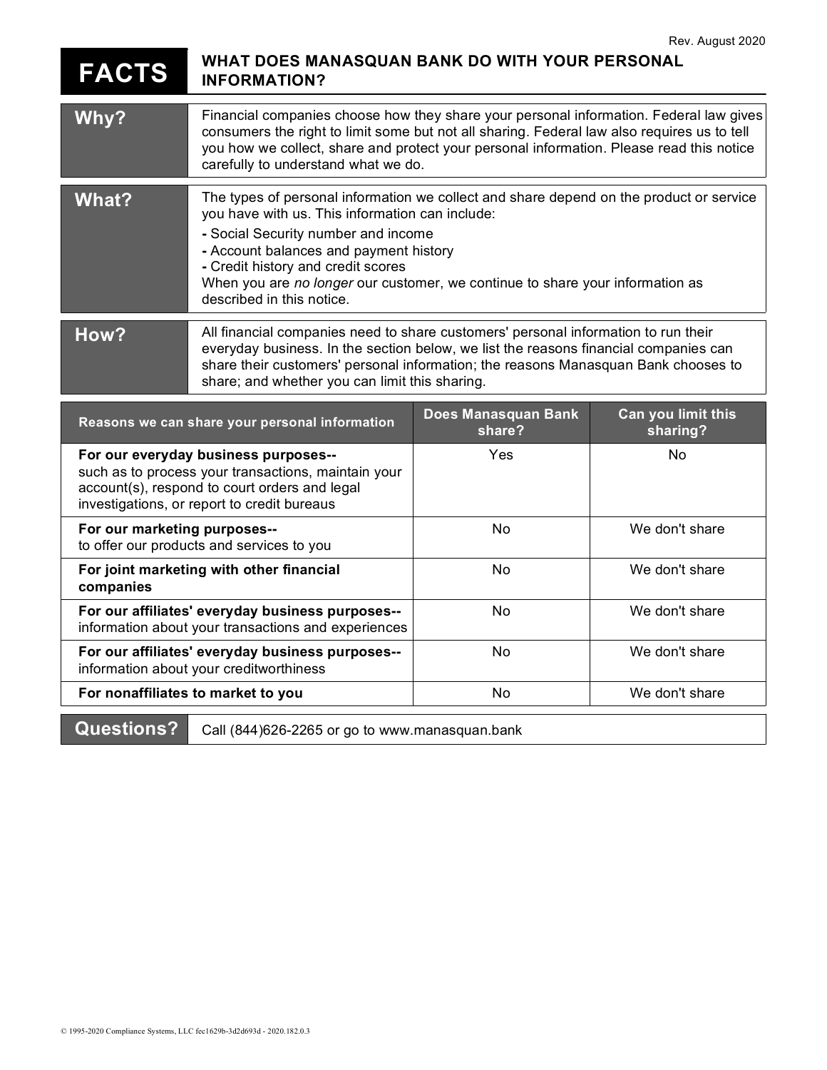Rev. August 2020

# FACTS — WHAT DOES MANASQUAN BANK DO WITH YOUR PERSONAL INFORMATION?

## Why?

Financial companies choose how they share your personal information. Federal law gives consumers the right to limit some but not all sharing. Federal law also requires us to tell you how we collect, share and protect your personal information. Please read this notice carefully to understand what we do.

## What?

The types of personal information we collect and share depend on the product or service you have with us. This information can include:

- Social Security number and income
- Account balances and payment history
- Credit history and credit scores

When you are *no longer* our customer, we continue to share your information as described in this notice.

## How?

All financial companies need to share customers' personal information to run their everyday business. In the section below, we list the reasons financial companies can share their customers' personal information; the reasons Manasquan Bank chooses to share; and whether you can limit this sharing.

| Reasons we can share your personal information | Does Manasquan Bank share? | Can you limit this sharing? |
|---|---|---|
| **For our everyday business purposes--** such as to process your transactions, maintain your account(s), respond to court orders and legal investigations, or report to credit bureaus | Yes | No |
| **For our marketing purposes--** to offer our products and services to you | No | We don't share |
| **For joint marketing with other financial companies** | No | We don't share |
| **For our affiliates' everyday business purposes--** information about your transactions and experiences | No | We don't share |
| **For our affiliates' everyday business purposes--** information about your creditworthiness | No | We don't share |
| **For nonaffiliates to market to you** | No | We don't share |

## Questions?

Call (844)626-2265 or go to www.manasquan.bank

© 1995-2020 Compliance Systems, LLC fec1629b-3d2d693d - 2020.182.0.3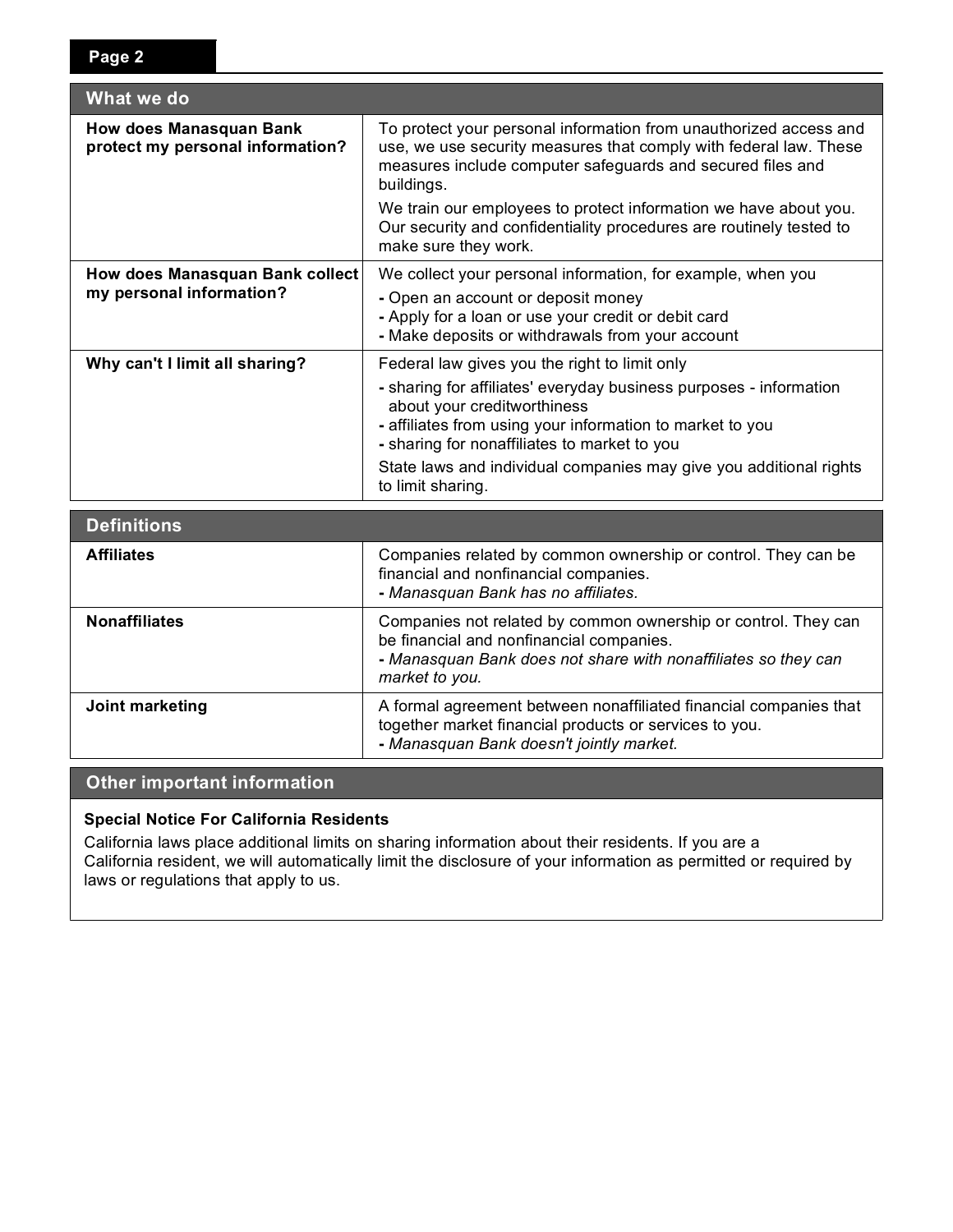| What we do | |
|---|---|
| **How does Manasquan Bank protect my personal information?** | To protect your personal information from unauthorized access and use, we use security measures that comply with federal law. These measures include computer safeguards and secured files and buildings.<br>We train our employees to protect information we have about you. Our security and confidentiality procedures are routinely tested to make sure they work. |
| **How does Manasquan Bank collect my personal information?** | We collect your personal information, for example, when you<br>- Open an account or deposit money<br>- Apply for a loan or use your credit or debit card<br>- Make deposits or withdrawals from your account |
| **Why can't I limit all sharing?** | Federal law gives you the right to limit only<br>- sharing for affiliates' everyday business purposes - information about your creditworthiness<br>- affiliates from using your information to market to you<br>- sharing for nonaffiliates to market to you<br>State laws and individual companies may give you additional rights to limit sharing. |

| Definitions | |
|---|---|
| **Affiliates** | Companies related by common ownership or control. They can be financial and nonfinancial companies.<br>- *Manasquan Bank has no affiliates.* |
| **Nonaffiliates** | Companies not related by common ownership or control. They can be financial and nonfinancial companies.<br>- *Manasquan Bank does not share with nonaffiliates so they can market to you.* |
| **Joint marketing** | A formal agreement between nonaffiliated financial companies that together market financial products or services to you.<br>- *Manasquan Bank doesn't jointly market.* |

## Other important information

**Special Notice For California Residents**

California laws place additional limits on sharing information about their residents. If you are a California resident, we will automatically limit the disclosure of your information as permitted or required by laws or regulations that apply to us.